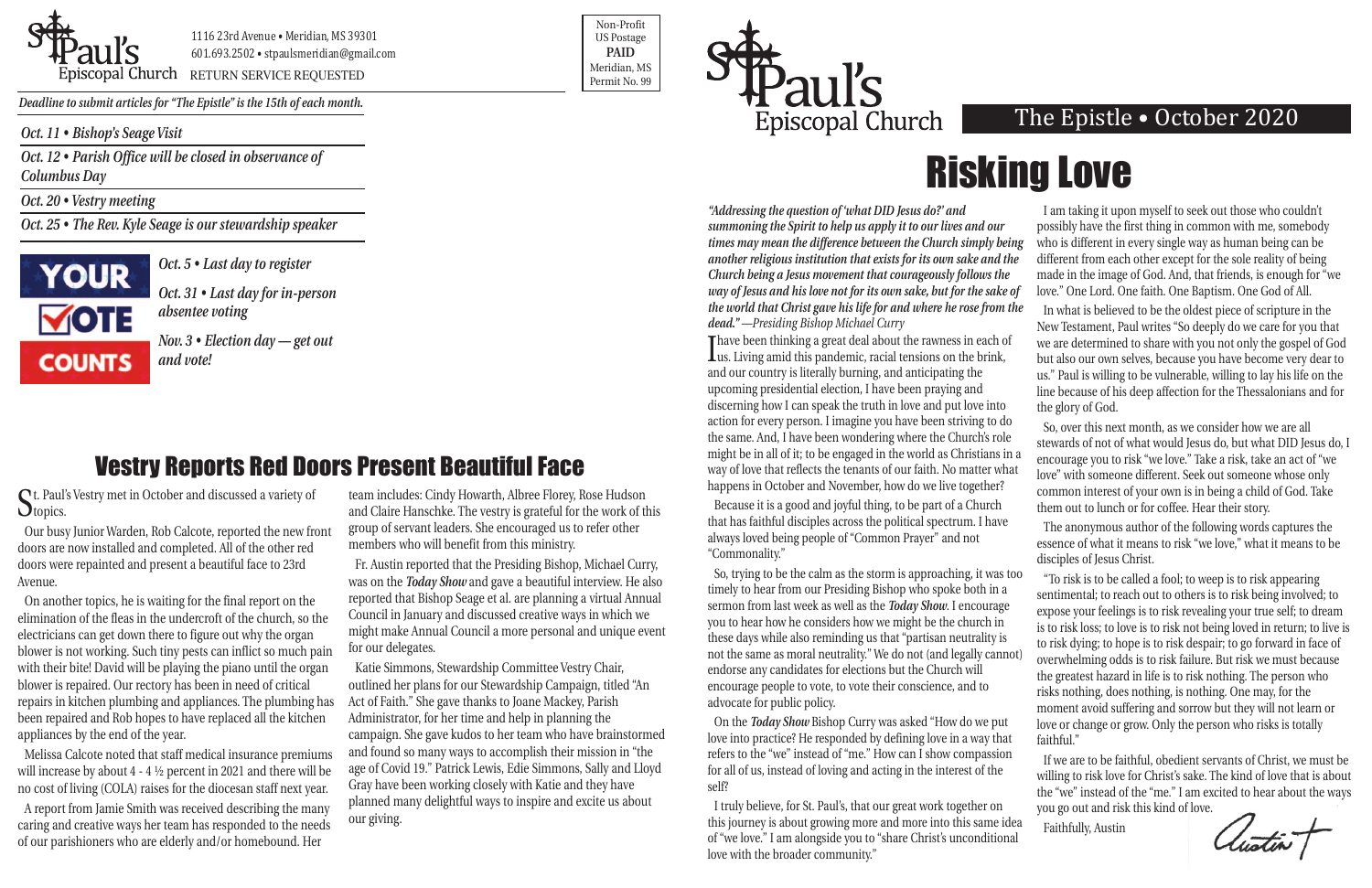St. Paul's Episcopal Church

1116 23rd Avenue • Meridian, MS 39301
601.693.2502 • stpaulsmeridian@gmail.com
RETURN SERVICE REQUESTED

Non-Profit
US Postage
**PAID**
Meridian, MS
Permit No. 99

*Deadline to submit articles for "The Epistle" is the 15th of each month.*

*Oct. 11 • Bishop's Seage Visit*

*Oct. 12 • Parish Office will be closed in observance of Columbus Day*

*Oct. 20 • Vestry meeting*

*Oct. 25 • The Rev. Kyle Seage is our stewardship speaker*

YOUR VOTE COUNTS

*Oct. 5 • Last day to register*

*Oct. 31 • Last day for in-person absentee voting*

*Nov. 3 • Election day — get out and vote!*

## Vestry Reports Red Doors Present Beautiful Face

St. Paul's Vestry met in October and discussed a variety of topics.

Our busy Junior Warden, Rob Calcote, reported the new front doors are now installed and completed. All of the other red doors were repainted and present a beautiful face to 23rd Avenue.

On another topics, he is waiting for the final report on the elimination of the fleas in the undercroft of the church, so the electricians can get down there to figure out why the organ blower is not working. Such tiny pests can inflict so much pain with their bite! David will be playing the piano until the organ blower is repaired. Our rectory has been in need of critical repairs in kitchen plumbing and appliances. The plumbing has been repaired and Rob hopes to have replaced all the kitchen appliances by the end of the year.

Melissa Calcote noted that staff medical insurance premiums will increase by about 4 - 4 ½ percent in 2021 and there will be no cost of living (COLA) raises for the diocesan staff next year.

A report from Jamie Smith was received describing the many caring and creative ways her team has responded to the needs of our parishioners who are elderly and/or homebound. Her team includes: Cindy Howarth, Albree Florey, Rose Hudson and Claire Hanschke. The vestry is grateful for the work of this group of servant leaders. She encouraged us to refer other members who will benefit from this ministry.

Fr. Austin reported that the Presiding Bishop, Michael Curry, was on the ***Today Show*** and gave a beautiful interview. He also reported that Bishop Seage et al. are planning a virtual Annual Council in January and discussed creative ways in which we might make Annual Council a more personal and unique event for our delegates.

Katie Simmons, Stewardship Committee Vestry Chair, outlined her plans for our Stewardship Campaign, titled "An Act of Faith." She gave thanks to Joane Mackey, Parish Administrator, for her time and help in planning the campaign. She gave kudos to her team who have brainstormed and found so many ways to accomplish their mission in "the age of Covid 19." Patrick Lewis, Edie Simmons, Sally and Lloyd Gray have been working closely with Katie and they have planned many delightful ways to inspire and excite us about our giving.

St. Paul's Episcopal Church

The Epistle • October 2020

# Risking Love

***"Addressing the question of 'what DID Jesus do?' and summoning the Spirit to help us apply it to our lives and our times may mean the difference between the Church simply being another religious institution that exists for its own sake and the Church being a Jesus movement that courageously follows the way of Jesus and his love not for its own sake, but for the sake of the world that Christ gave his life for and where he rose from the dead." —Presiding Bishop Michael Curry***

I have been thinking a great deal about the rawness in each of us. Living amid this pandemic, racial tensions on the brink, and our country is literally burning, and anticipating the upcoming presidential election, I have been praying and discerning how I can speak the truth in love and put love into action for every person. I imagine you have been striving to do the same. And, I have been wondering where the Church's role might be in all of it; to be engaged in the world as Christians in a way of love that reflects the tenants of our faith. No matter what happens in October and November, how do we live together?

Because it is a good and joyful thing, to be part of a Church that has faithful disciples across the political spectrum. I have always loved being people of "Common Prayer" and not "Commonality."

So, trying to be the calm as the storm is approaching, it was too timely to hear from our Presiding Bishop who spoke both in a sermon from last week as well as the ***Today Show***. I encourage you to hear how he considers how we might be the church in these days while also reminding us that "partisan neutrality is not the same as moral neutrality." We do not (and legally cannot) endorse any candidates for elections but the Church will encourage people to vote, to vote their conscience, and to advocate for public policy.

On the ***Today Show*** Bishop Curry was asked "How do we put love into practice? He responded by defining love in a way that refers to the "we" instead of "me." How can I show compassion for all of us, instead of loving and acting in the interest of the self?

I truly believe, for St. Paul's, that our great work together on this journey is about growing more and more into this same idea of "we love." I am alongside you to "share Christ's unconditional love with the broader community."

I am taking it upon myself to seek out those who couldn't possibly have the first thing in common with me, somebody who is different in every single way as human being can be different from each other except for the sole reality of being made in the image of God. And, that friends, is enough for "we love." One Lord. One faith. One Baptism. One God of All.

In what is believed to be the oldest piece of scripture in the New Testament, Paul writes "So deeply do we care for you that we are determined to share with you not only the gospel of God but also our own selves, because you have become very dear to us." Paul is willing to be vulnerable, willing to lay his life on the line because of his deep affection for the Thessalonians and for the glory of God.

So, over this next month, as we consider how we are all stewards of not of what would Jesus do, but what DID Jesus do, I encourage you to risk "we love." Take a risk, take an act of "we love" with someone different. Seek out someone whose only common interest of your own is in being a child of God. Take them out to lunch or for coffee. Hear their story.

The anonymous author of the following words captures the essence of what it means to risk "we love," what it means to be disciples of Jesus Christ.

"To risk is to be called a fool; to weep is to risk appearing sentimental; to reach out to others is to risk being involved; to expose your feelings is to risk revealing your true self; to dream is to risk loss; to love is to risk not being loved in return; to live is to risk dying; to hope is to risk despair; to go forward in face of overwhelming odds is to risk failure. But risk we must because the greatest hazard in life is to risk nothing. The person who risks nothing, does nothing, is nothing. One may, for the moment avoid suffering and sorrow but they will not learn or love or change or grow. Only the person who risks is totally faithful."

If we are to be faithful, obedient servants of Christ, we must be willing to risk love for Christ's sake. The kind of love that is about the "we" instead of the "me." I am excited to hear about the ways you go out and risk this kind of love.

Faithfully, Austin

Austin +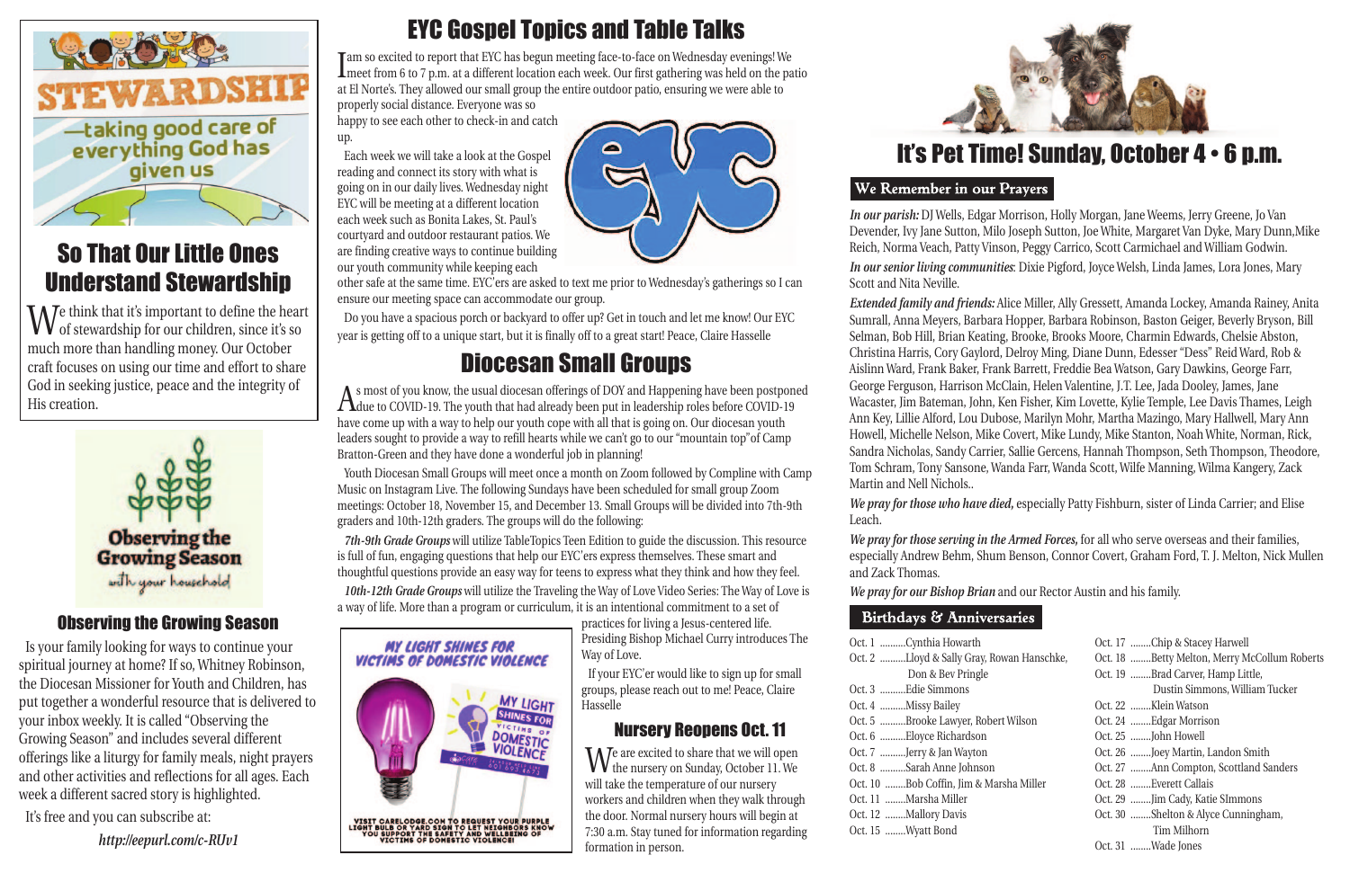STEWARDSHIP

—taking good care of everything God has given us

## So That Our Little Ones Understand Stewardship

We think that it's important to define the heart of stewardship for our children, since it's so much more than handling money. Our October craft focuses on using our time and effort to share God in seeking justice, peace and the integrity of His creation.

Observing the Growing Season with your household

### Observing the Growing Season

Is your family looking for ways to continue your spiritual journey at home? If so, Whitney Robinson, the Diocesan Missioner for Youth and Children, has put together a wonderful resource that is delivered to your inbox weekly. It is called "Observing the Growing Season" and includes several different offerings like a liturgy for family meals, night prayers and other activities and reflections for all ages. Each week a different sacred story is highlighted.

It's free and you can subscribe at:

*http://eepurl.com/c-RUv1*

## EYC Gospel Topics and Table Talks

I am so excited to report that EYC has begun meeting face-to-face on Wednesday evenings! We meet from 6 to 7 p.m. at a different location each week. Our first gathering was held on the patio at El Norte's. They allowed our small group the entire outdoor patio, ensuring we were able to properly social distance. Everyone was so happy to see each other to check-in and catch up.

Each week we will take a look at the Gospel reading and connect its story with what is going on in our daily lives. Wednesday night EYC will be meeting at a different location each week such as Bonita Lakes, St. Paul's courtyard and outdoor restaurant patios. We are finding creative ways to continue building our youth community while keeping each other safe at the same time. EYC'ers are asked to text me prior to Wednesday's gatherings so I can ensure our meeting space can accommodate our group.

Do you have a spacious porch or backyard to offer up? Get in touch and let me know! Our EYC year is getting off to a unique start, but it is finally off to a great start! Peace, Claire Hasselle

## Diocesan Small Groups

As most of you know, the usual diocesan offerings of DOY and Happening have been postponed due to COVID-19. The youth that had already been put in leadership roles before COVID-19 have come up with a way to help our youth cope with all that is going on. Our diocesan youth leaders sought to provide a way to refill hearts while we can't go to our "mountain top" of Camp Bratton-Green and they have done a wonderful job in planning!

Youth Diocesan Small Groups will meet once a month on Zoom followed by Compline with Camp Music on Instagram Live. The following Sundays have been scheduled for small group Zoom meetings: October 18, November 15, and December 13. Small Groups will be divided into 7th-9th graders and 10th-12th graders. The groups will do the following:

***7th-9th Grade Groups*** will utilize TableTopics Teen Edition to guide the discussion. This resource is full of fun, engaging questions that help our EYC'ers express themselves. These smart and thoughtful questions provide an easy way for teens to express what they think and how they feel.

***10th-12th Grade Groups*** will utilize the Traveling the Way of Love Video Series: The Way of Love is a way of life. More than a program or curriculum, it is an intentional commitment to a set of practices for living a Jesus-centered life. Presiding Bishop Michael Curry introduces The Way of Love.

If your EYC'er would like to sign up for small groups, please reach out to me! Peace, Claire Hasselle

MY LIGHT SHINES FOR VICTIMS OF DOMESTIC VIOLENCE

VISIT CARELODGE.COM TO REQUEST YOUR PURPLE LIGHT BULB OR YARD SIGN TO LET NEIGHBORS KNOW YOU SUPPORT THE SAFETY AND WELLBEING OF VICTIMS OF DOMESTIC VIOLENCE!

### Nursery Reopens Oct. 11

We are excited to share that we will open the nursery on Sunday, October 11. We will take the temperature of our nursery workers and children when they walk through the door. Normal nursery hours will begin at 7:30 a.m. Stay tuned for information regarding formation in person.

## It's Pet Time! Sunday, October 4 • 6 p.m.

### We Remember in our Prayers

***In our parish:*** DJ Wells, Edgar Morrison, Holly Morgan, Jane Weems, Jerry Greene, Jo Van Devender, Ivy Jane Sutton, Milo Joseph Sutton, Joe White, Margaret Van Dyke, Mary Dunn,Mike Reich, Norma Veach, Patty Vinson, Peggy Carrico, Scott Carmichael and William Godwin.

***In our senior living communities***: Dixie Pigford, Joyce Welsh, Linda James, Lora Jones, Mary Scott and Nita Neville.

***Extended family and friends:*** Alice Miller, Ally Gressett, Amanda Lockey, Amanda Rainey, Anita Sumrall, Anna Meyers, Barbara Hopper, Barbara Robinson, Baston Geiger, Beverly Bryson, Bill Selman, Bob Hill, Brian Keating, Brooke, Brooks Moore, Charmin Edwards, Chelsie Abston, Christina Harris, Cory Gaylord, Delroy Ming, Diane Dunn, Edesser "Dess" Reid Ward, Rob & Aislinn Ward, Frank Baker, Frank Barrett, Freddie Bea Watson, Gary Dawkins, George Farr, George Ferguson, Harrison McClain, Helen Valentine, J.T. Lee, Jada Dooley, James, Jane Wacaster, Jim Bateman, John, Ken Fisher, Kim Lovette, Kylie Temple, Lee Davis Thames, Leigh Ann Key, Lillie Alford, Lou Dubose, Marilyn Mohr, Martha Mazingo, Mary Hallwell, Mary Ann Howell, Michelle Nelson, Mike Covert, Mike Lundy, Mike Stanton, Noah White, Norman, Rick, Sandra Nicholas, Sandy Carrier, Sallie Gercens, Hannah Thompson, Seth Thompson, Theodore, Tom Schram, Tony Sansone, Wanda Farr, Wanda Scott, Wilfe Manning, Wilma Kangery, Zack Martin and Nell Nichols..

***We pray for those who have died,*** especially Patty Fishburn, sister of Linda Carrier; and Elise Leach.

***We pray for those serving in the Armed Forces,*** for all who serve overseas and their families, especially Andrew Behm, Shum Benson, Connor Covert, Graham Ford, T. J. Melton, Nick Mullen and Zack Thomas.

***We pray for our Bishop Brian*** and our Rector Austin and his family.

### Birthdays & Anniversaries

Oct. 1 ..........Cynthia Howarth
Oct. 2 ..........Lloyd & Sally Gray, Rowan Hanschke, Don & Bev Pringle
Oct. 3 ..........Edie Simmons
Oct. 4 ..........Missy Bailey
Oct. 5 ..........Brooke Lawyer, Robert Wilson
Oct. 6 ..........Eloyce Richardson
Oct. 7 ..........Jerry & Jan Wayton
Oct. 8 ..........Sarah Anne Johnson
Oct. 10 ........Bob Coffin, Jim & Marsha Miller
Oct. 11 ........Marsha Miller
Oct. 12 ........Mallory Davis
Oct. 15 ........Wyatt Bond
Oct. 17 ........Chip & Stacey Harwell
Oct. 18 ........Betty Melton, Merry McCollum Roberts
Oct. 19 ........Brad Carver, Hamp Little, Dustin Simmons, William Tucker
Oct. 22 ........Klein Watson
Oct. 24 ........Edgar Morrison
Oct. 25 ........John Howell
Oct. 26 ........Joey Martin, Landon Smith
Oct. 27 ........Ann Compton, Scottland Sanders
Oct. 28 ........Everett Callais
Oct. 29 ........Jim Cady, Katie SImmons
Oct. 30 ........Shelton & Alyce Cunningham, Tim Milhorn
Oct. 31 ........Wade Jones